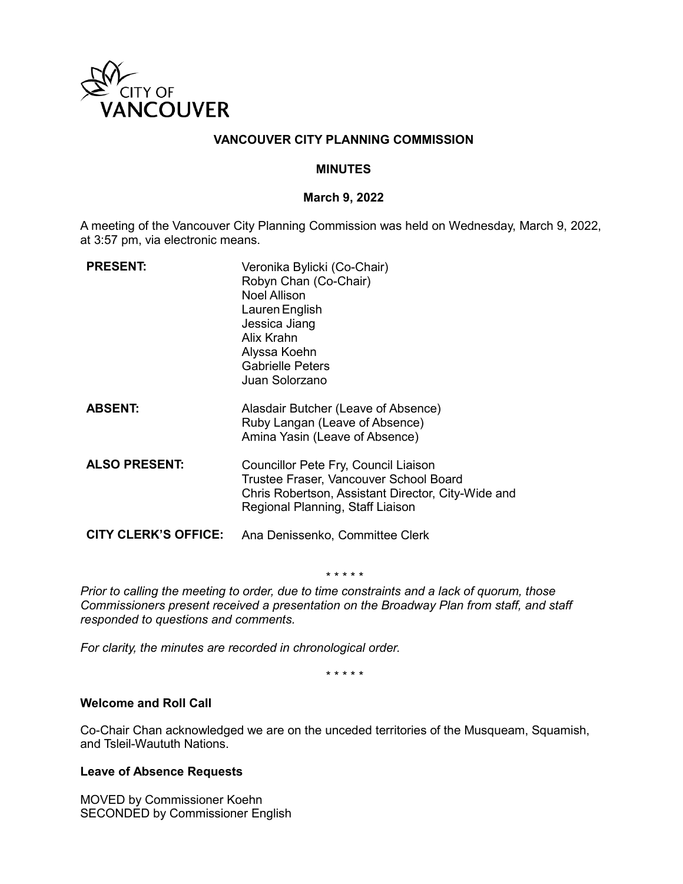# VANCOUVER CITY PLANNING COMMISSION

## MINUTES

### March 9, 2022

A meeting of the Vancouver City Planning Commission was held on Wednesday, March 9, 2022, at 3:57 pm, via electronic means.

| | |
|---|---|
| **PRESENT:** | Veronika Bylicki (Co-Chair)<br>Robyn Chan (Co-Chair)<br>Noel Allison<br>Lauren English<br>Jessica Jiang<br>Alix Krahn<br>Alyssa Koehn<br>Gabrielle Peters<br>Juan Solorzano |
| **ABSENT:** | Alasdair Butcher (Leave of Absence)<br>Ruby Langan (Leave of Absence)<br>Amina Yasin (Leave of Absence) |
| **ALSO PRESENT:** | Councillor Pete Fry, Council Liaison<br>Trustee Fraser, Vancouver School Board<br>Chris Robertson, Assistant Director, City-Wide and Regional Planning, Staff Liaison |
| **CITY CLERK'S OFFICE:** | Ana Denissenko, Committee Clerk |

\* \* \* \* \*

*Prior to calling the meeting to order, due to time constraints and a lack of quorum, those Commissioners present received a presentation on the Broadway Plan from staff, and staff responded to questions and comments.*

*For clarity, the minutes are recorded in chronological order.*

\* \* \* \* \*

**Welcome and Roll Call**

Co-Chair Chan acknowledged we are on the unceded territories of the Musqueam, Squamish, and Tsleil-Waututh Nations.

**Leave of Absence Requests**

MOVED by Commissioner Koehn
SECONDED by Commissioner English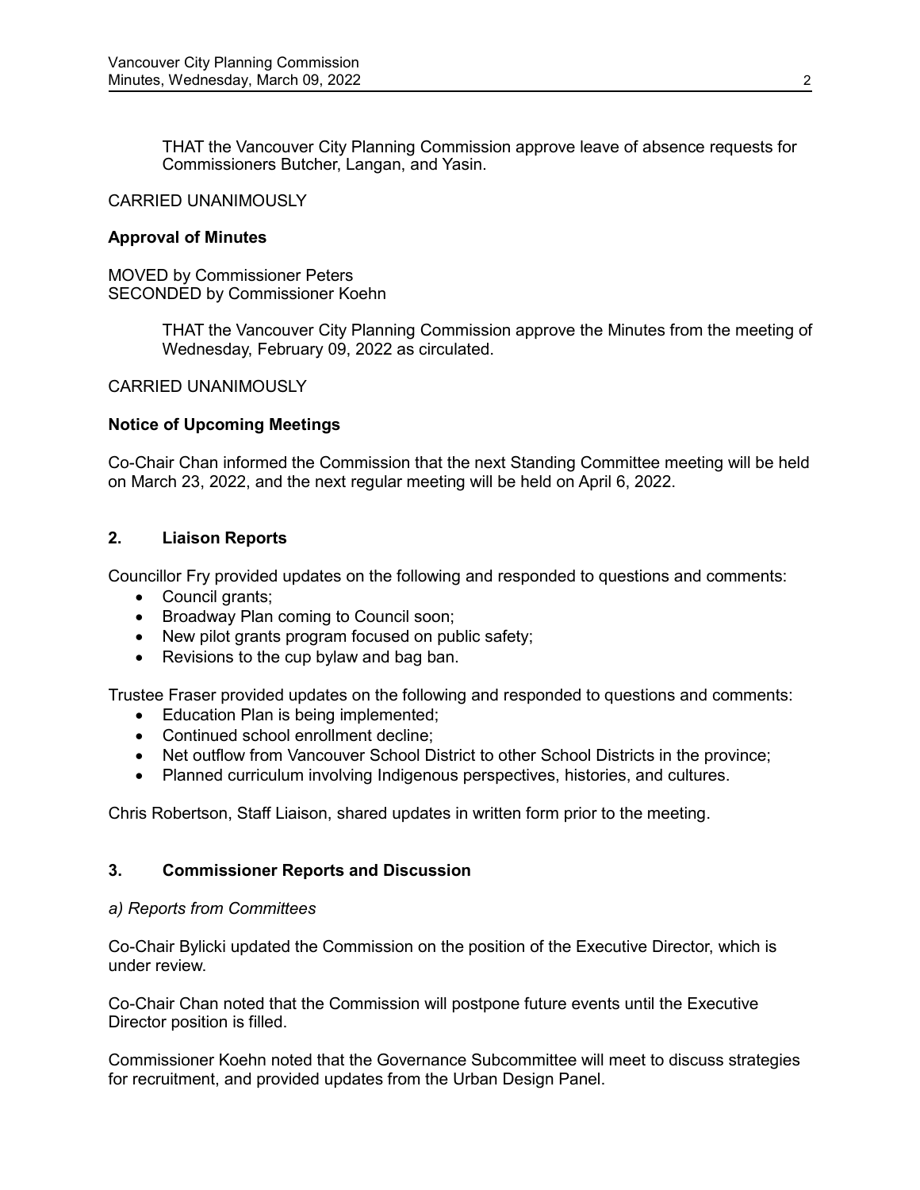THAT the Vancouver City Planning Commission approve leave of absence requests for Commissioners Butcher, Langan, and Yasin.

CARRIED UNANIMOUSLY

**Approval of Minutes**

MOVED by Commissioner Peters
SECONDED by Commissioner Koehn

THAT the Vancouver City Planning Commission approve the Minutes from the meeting of Wednesday, February 09, 2022 as circulated.

CARRIED UNANIMOUSLY

**Notice of Upcoming Meetings**

Co-Chair Chan informed the Commission that the next Standing Committee meeting will be held on March 23, 2022, and the next regular meeting will be held on April 6, 2022.

## 2. Liaison Reports

Councillor Fry provided updates on the following and responded to questions and comments:

- Council grants;
- Broadway Plan coming to Council soon;
- New pilot grants program focused on public safety;
- Revisions to the cup bylaw and bag ban.

Trustee Fraser provided updates on the following and responded to questions and comments:

- Education Plan is being implemented;
- Continued school enrollment decline;
- Net outflow from Vancouver School District to other School Districts in the province;
- Planned curriculum involving Indigenous perspectives, histories, and cultures.

Chris Robertson, Staff Liaison, shared updates in written form prior to the meeting.

## 3. Commissioner Reports and Discussion

*a) Reports from Committees*

Co-Chair Bylicki updated the Commission on the position of the Executive Director, which is under review.

Co-Chair Chan noted that the Commission will postpone future events until the Executive Director position is filled.

Commissioner Koehn noted that the Governance Subcommittee will meet to discuss strategies for recruitment, and provided updates from the Urban Design Panel.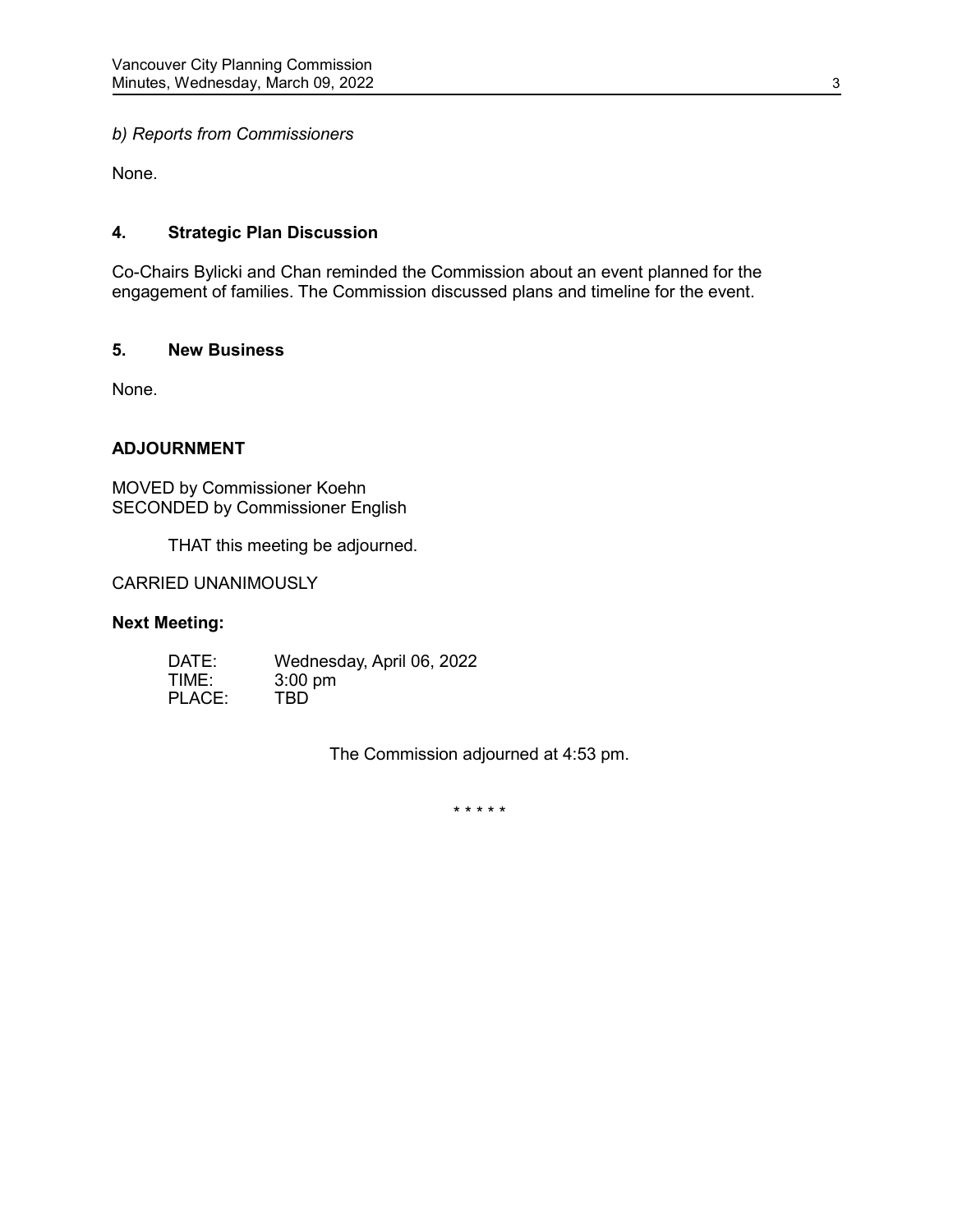*b) Reports from Commissioners*

None.

## 4. Strategic Plan Discussion

Co-Chairs Bylicki and Chan reminded the Commission about an event planned for the engagement of families. The Commission discussed plans and timeline for the event.

## 5. New Business

None.

## ADJOURNMENT

MOVED by Commissioner Koehn
SECONDED by Commissioner English

THAT this meeting be adjourned.

CARRIED UNANIMOUSLY

**Next Meeting:**

DATE: Wednesday, April 06, 2022
TIME: 3:00 pm
PLACE: TBD

The Commission adjourned at 4:53 pm.

\* \* \* \* \*